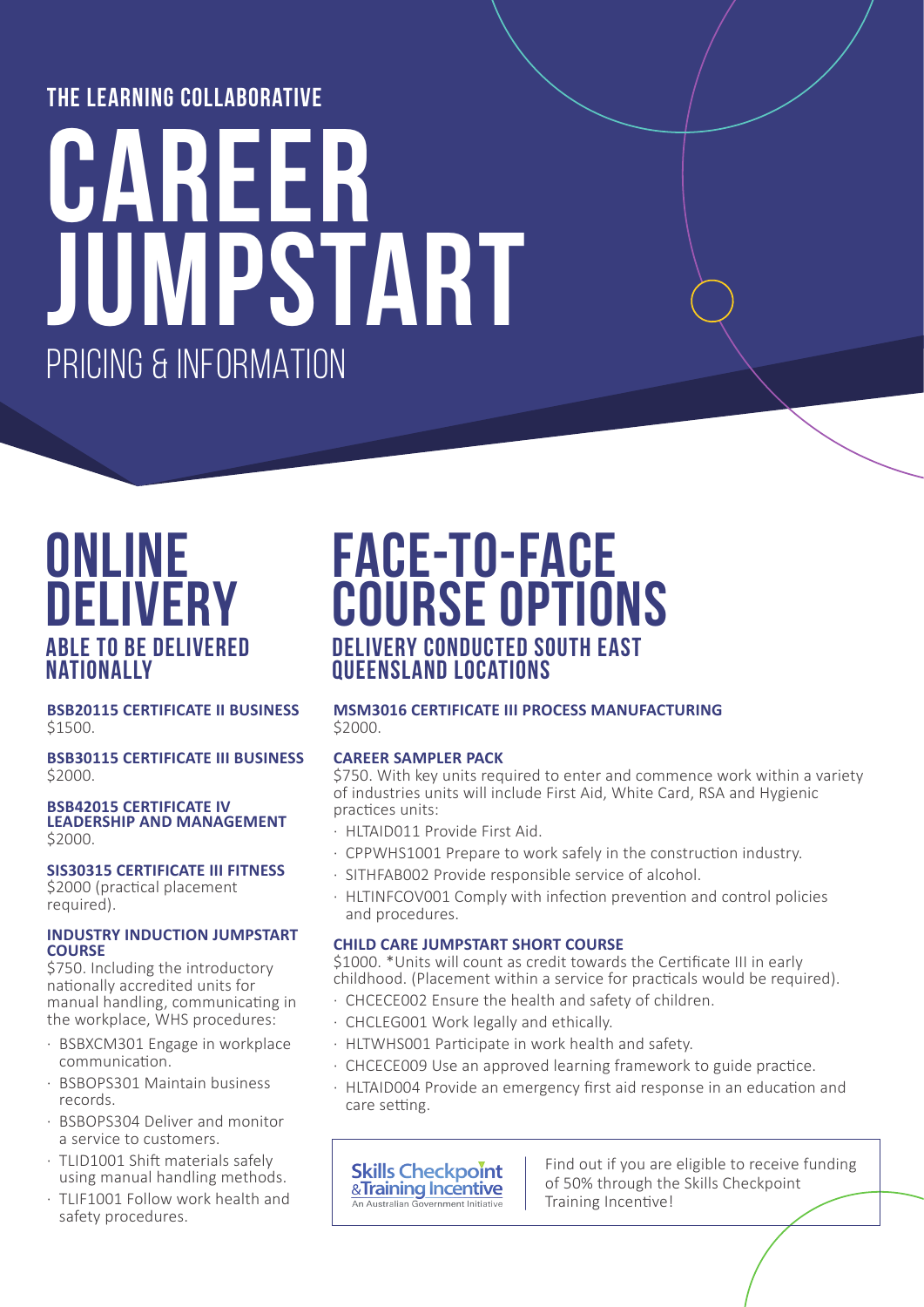THE LEARNING COLLABORATIVE

# CAREER JUMPSTART

PRICING & INFORMATION

## ONLINE DELIVERY

### ABLE TO BE DELIVERED NATIONALLY

**BSB20115 CERTIFICATE II BUSINESS**
$1500.

**BSB30115 CERTIFICATE III BUSINESS**
$2000.

**BSB42015 CERTIFICATE IV LEADERSHIP AND MANAGEMENT**
$2000.

**SIS30315 CERTIFICATE III FITNESS**
$2000 (practical placement required).

**INDUSTRY INDUCTION JUMPSTART COURSE**
$750. Including the introductory nationally accredited units for manual handling, communicating in the workplace, WHS procedures:

- BSBXCM301 Engage in workplace communication.
- BSBOPS301 Maintain business records.
- BSBOPS304 Deliver and monitor a service to customers.
- TLID1001 Shift materials safely using manual handling methods.
- TLIF1001 Follow work health and safety procedures.

## FACE-TO-FACE COURSE OPTIONS

### DELIVERY CONDUCTED SOUTH EAST QUEENSLAND LOCATIONS

**MSM3016 CERTIFICATE III PROCESS MANUFACTURING**
$2000.

**CAREER SAMPLER PACK**
$750. With key units required to enter and commence work within a variety of industries units will include First Aid, White Card, RSA and Hygienic practices units:

- HLTAID011 Provide First Aid.
- CPPWHS1001 Prepare to work safely in the construction industry.
- SITHFAB002 Provide responsible service of alcohol.
- HLTINFCOV001 Comply with infection prevention and control policies and procedures.

**CHILD CARE JUMPSTART SHORT COURSE**
$1000. *Units will count as credit towards the Certificate III in early childhood. (Placement within a service for practicals would be required).

- CHCECE002 Ensure the health and safety of children.
- CHCLEG001 Work legally and ethically.
- HLTWHS001 Participate in work health and safety.
- CHCECE009 Use an approved learning framework to guide practice.
- HLTAID004 Provide an emergency first aid response in an education and care setting.

Skills Checkpoint & Training Incentive – An Australian Government Initiative

Find out if you are eligible to receive funding of 50% through the Skills Checkpoint Training Incentive!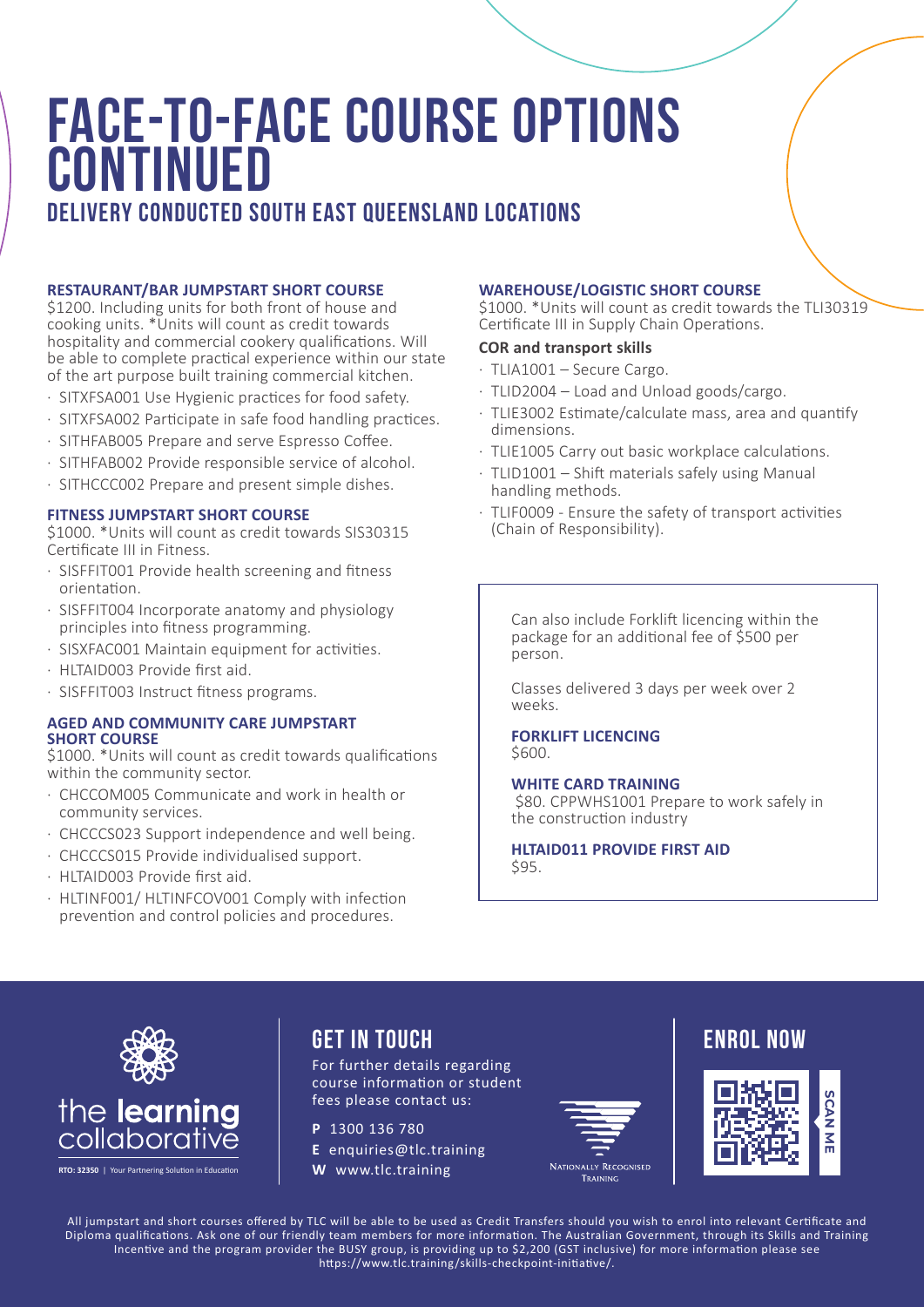# FACE-TO-FACE COURSE OPTIONS CONTINUED

## DELIVERY CONDUCTED SOUTH EAST QUEENSLAND LOCATIONS

### RESTAURANT/BAR JUMPSTART SHORT COURSE

$1200. Including units for both front of house and cooking units. *Units will count as credit towards hospitality and commercial cookery qualifications. Will be able to complete practical experience within our state of the art purpose built training commercial kitchen.

- SITXFSA001 Use Hygienic practices for food safety.
- SITXFSA002 Participate in safe food handling practices.
- SITHFAB005 Prepare and serve Espresso Coffee.
- SITHFAB002 Provide responsible service of alcohol.
- SITHCCC002 Prepare and present simple dishes.

### FITNESS JUMPSTART SHORT COURSE

$1000. *Units will count as credit towards SIS30315 Certificate III in Fitness.

- SISFFIT001 Provide health screening and fitness orientation.
- SISFFIT004 Incorporate anatomy and physiology principles into fitness programming.
- SISXFAC001 Maintain equipment for activities.
- HLTAID003 Provide first aid.
- SISFFIT003 Instruct fitness programs.

### AGED AND COMMUNITY CARE JUMPSTART SHORT COURSE

$1000. *Units will count as credit towards qualifications within the community sector.

- CHCCOM005 Communicate and work in health or community services.
- CHCCCS023 Support independence and well being.
- CHCCCS015 Provide individualised support.
- HLTAID003 Provide first aid.
- HLTINF001/ HLTINFCOV001 Comply with infection prevention and control policies and procedures.

### WAREHOUSE/LOGISTIC SHORT COURSE

$1000. *Units will count as credit towards the TLI30319 Certificate III in Supply Chain Operations.

**COR and transport skills**

- TLIA1001 – Secure Cargo.
- TLID2004 – Load and Unload goods/cargo.
- TLIE3002 Estimate/calculate mass, area and quantify dimensions.
- TLIE1005 Carry out basic workplace calculations.
- TLID1001 – Shift materials safely using Manual handling methods.
- TLIF0009 - Ensure the safety of transport activities (Chain of Responsibility).

Can also include Forklift licencing within the package for an additional fee of $500 per person.

Classes delivered 3 days per week over 2 weeks.

**FORKLIFT LICENCING**
$600.

**WHITE CARD TRAINING**
$80. CPPWHS1001 Prepare to work safely in the construction industry

**HLTAID011 PROVIDE FIRST AID**
$95.

the **learning** collaborative

RTO: 32350 | Your Partnering Solution in Education

## GET IN TOUCH

For further details regarding course information or student fees please contact us:

**P** 1300 136 780
**E** enquiries@tlc.training
**W** www.tlc.training

Nationally Recognised Training

## ENROL NOW

SCAN ME

All jumpstart and short courses offered by TLC will be able to be used as Credit Transfers should you wish to enrol into relevant Certificate and Diploma qualifications. Ask one of our friendly team members for more information. The Australian Government, through its Skills and Training Incentive and the program provider the BUSY group, is providing up to $2,200 (GST inclusive) for more information please see https://www.tlc.training/skills-checkpoint-initiative/.